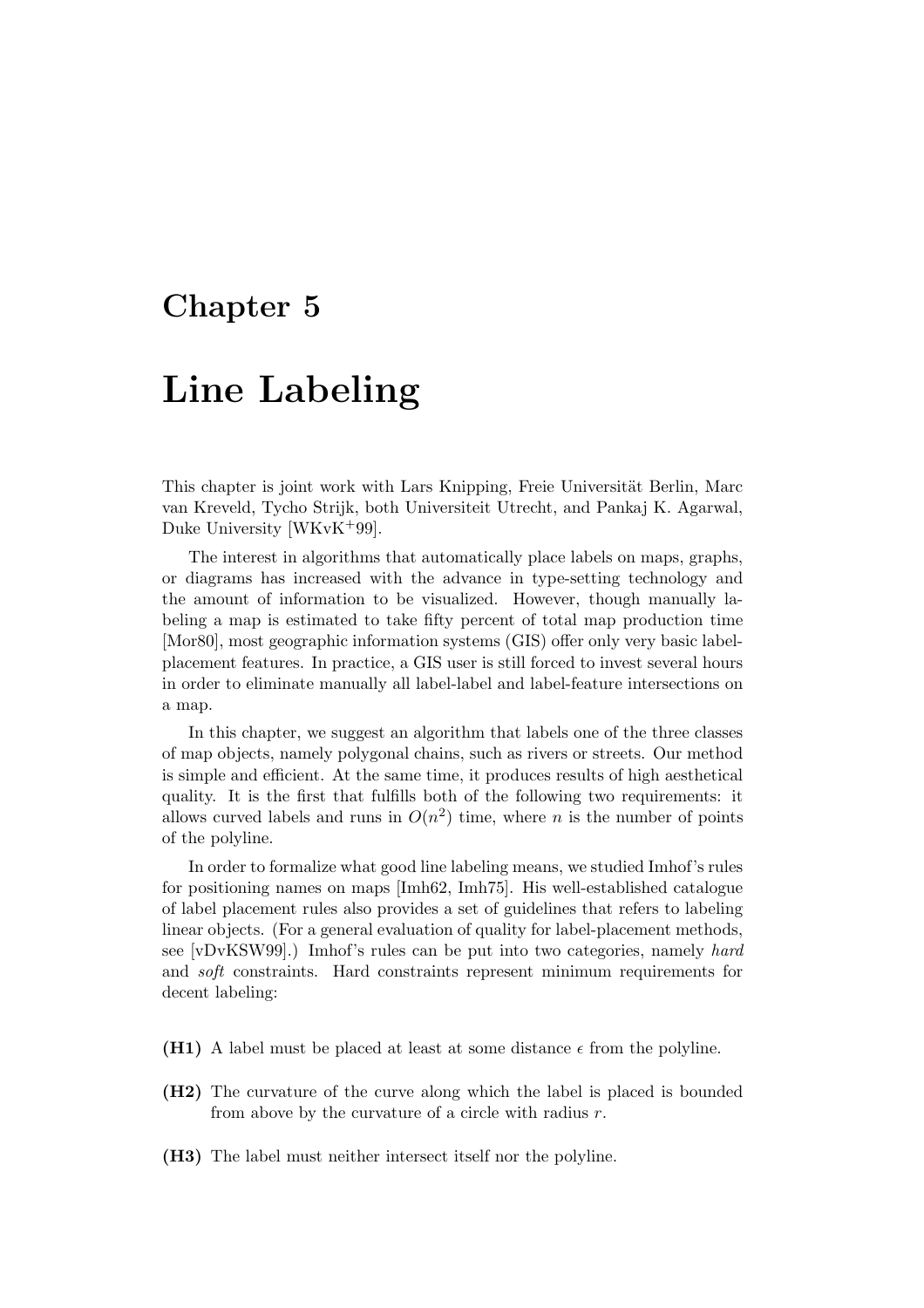# Chapter 5

# Line Labeling

This chapter is joint work with Lars Knipping, Freie Universität Berlin, Marc van Kreveld, Tycho Strijk, both Universiteit Utrecht, and Pankaj K. Agarwal, Duke University [WKvK+99].

The interest in algorithms that automatically place labels on maps, graphs, or diagrams has increased with the advance in type-setting technology and the amount of information to be visualized. However, though manually labeling a map is estimated to take fifty percent of total map production time [Mor80], most geographic information systems (GIS) offer only very basic label-placement features. In practice, a GIS user is still forced to invest several hours in order to eliminate manually all label-label and label-feature intersections on a map.

In this chapter, we suggest an algorithm that labels one of the three classes of map objects, namely polygonal chains, such as rivers or streets. Our method is simple and efficient. At the same time, it produces results of high aesthetical quality. It is the first that fulfills both of the following two requirements: it allows curved labels and runs in $O(n^2)$ time, where $n$ is the number of points of the polyline.

In order to formalize what good line labeling means, we studied Imhof's rules for positioning names on maps [Imh62, Imh75]. His well-established catalogue of label placement rules also provides a set of guidelines that refers to labeling linear objects. (For a general evaluation of quality for label-placement methods, see [vDvKSW99].) Imhof's rules can be put into two categories, namely *hard* and *soft* constraints. Hard constraints represent minimum requirements for decent labeling:

**(H1)** A label must be placed at least at some distance $\epsilon$ from the polyline.

**(H2)** The curvature of the curve along which the label is placed is bounded from above by the curvature of a circle with radius $r$.

**(H3)** The label must neither intersect itself nor the polyline.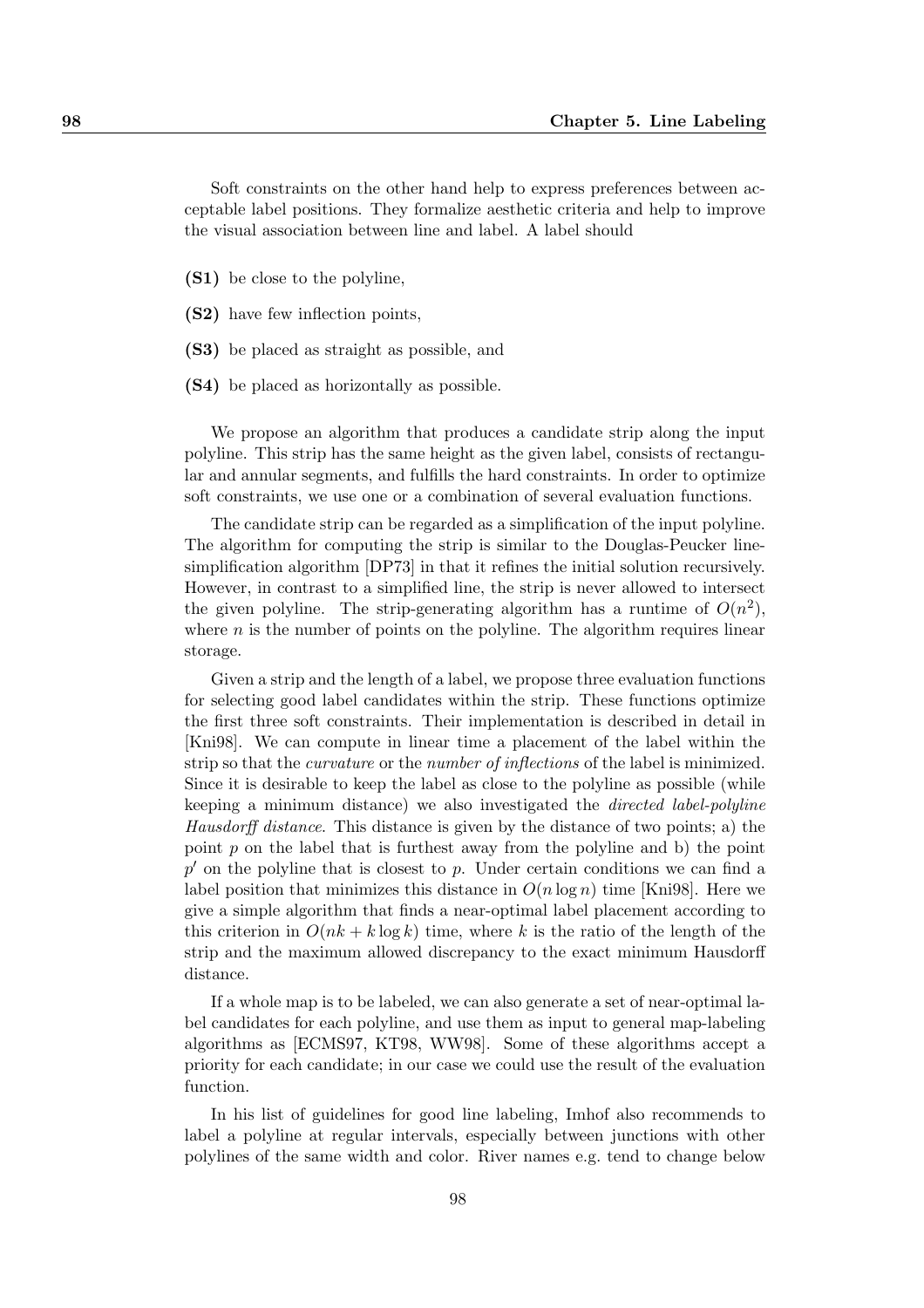Soft constraints on the other hand help to express preferences between acceptable label positions. They formalize aesthetic criteria and help to improve the visual association between line and label. A label should

- **(S1)** be close to the polyline,
- **(S2)** have few inflection points,
- **(S3)** be placed as straight as possible, and
- **(S4)** be placed as horizontally as possible.

We propose an algorithm that produces a candidate strip along the input polyline. This strip has the same height as the given label, consists of rectangular and annular segments, and fulfills the hard constraints. In order to optimize soft constraints, we use one or a combination of several evaluation functions.

The candidate strip can be regarded as a simplification of the input polyline. The algorithm for computing the strip is similar to the Douglas-Peucker line-simplification algorithm [DP73] in that it refines the initial solution recursively. However, in contrast to a simplified line, the strip is never allowed to intersect the given polyline. The strip-generating algorithm has a runtime of $O(n^2)$, where $n$ is the number of points on the polyline. The algorithm requires linear storage.

Given a strip and the length of a label, we propose three evaluation functions for selecting good label candidates within the strip. These functions optimize the first three soft constraints. Their implementation is described in detail in [Kni98]. We can compute in linear time a placement of the label within the strip so that the *curvature* or the *number of inflections* of the label is minimized. Since it is desirable to keep the label as close to the polyline as possible (while keeping a minimum distance) we also investigated the *directed label-polyline Hausdorff distance*. This distance is given by the distance of two points; a) the point $p$ on the label that is furthest away from the polyline and b) the point $p'$ on the polyline that is closest to $p$. Under certain conditions we can find a label position that minimizes this distance in $O(n \log n)$ time [Kni98]. Here we give a simple algorithm that finds a near-optimal label placement according to this criterion in $O(nk + k \log k)$ time, where $k$ is the ratio of the length of the strip and the maximum allowed discrepancy to the exact minimum Hausdorff distance.

If a whole map is to be labeled, we can also generate a set of near-optimal label candidates for each polyline, and use them as input to general map-labeling algorithms as [ECMS97, KT98, WW98]. Some of these algorithms accept a priority for each candidate; in our case we could use the result of the evaluation function.

In his list of guidelines for good line labeling, Imhof also recommends to label a polyline at regular intervals, especially between junctions with other polylines of the same width and color. River names e.g. tend to change below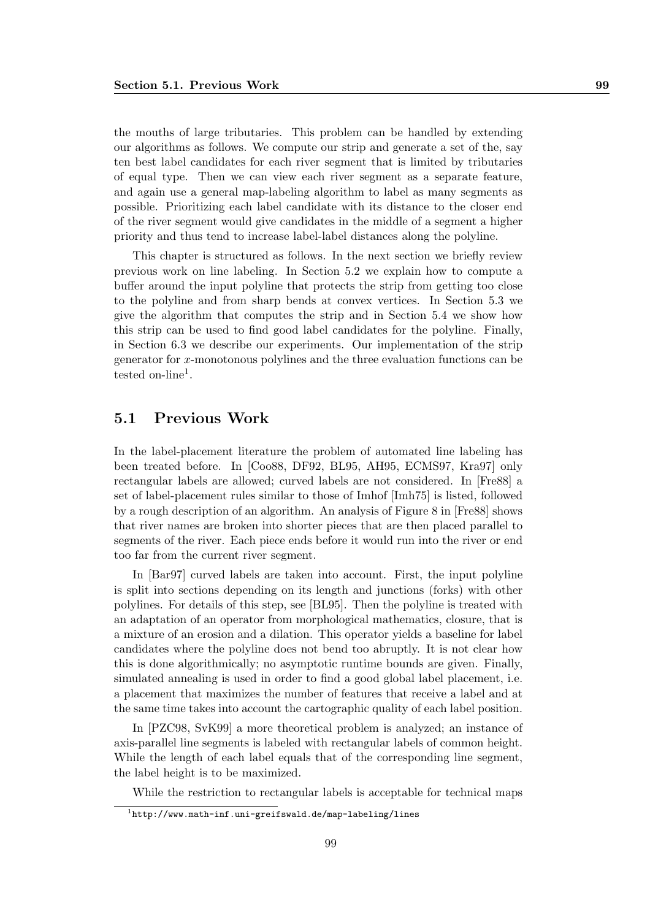the mouths of large tributaries. This problem can be handled by extending our algorithms as follows. We compute our strip and generate a set of the, say ten best label candidates for each river segment that is limited by tributaries of equal type. Then we can view each river segment as a separate feature, and again use a general map-labeling algorithm to label as many segments as possible. Prioritizing each label candidate with its distance to the closer end of the river segment would give candidates in the middle of a segment a higher priority and thus tend to increase label-label distances along the polyline.

This chapter is structured as follows. In the next section we briefly review previous work on line labeling. In Section 5.2 we explain how to compute a buffer around the input polyline that protects the strip from getting too close to the polyline and from sharp bends at convex vertices. In Section 5.3 we give the algorithm that computes the strip and in Section 5.4 we show how this strip can be used to find good label candidates for the polyline. Finally, in Section 6.3 we describe our experiments. Our implementation of the strip generator for $x$-monotonous polylines and the three evaluation functions can be tested on-line[1].

## 5.1 Previous Work

In the label-placement literature the problem of automated line labeling has been treated before. In [Coo88, DF92, BL95, AH95, ECMS97, Kra97] only rectangular labels are allowed; curved labels are not considered. In [Fre88] a set of label-placement rules similar to those of Imhof [Imh75] is listed, followed by a rough description of an algorithm. An analysis of Figure 8 in [Fre88] shows that river names are broken into shorter pieces that are then placed parallel to segments of the river. Each piece ends before it would run into the river or end too far from the current river segment.

In [Bar97] curved labels are taken into account. First, the input polyline is split into sections depending on its length and junctions (forks) with other polylines. For details of this step, see [BL95]. Then the polyline is treated with an adaptation of an operator from morphological mathematics, closure, that is a mixture of an erosion and a dilation. This operator yields a baseline for label candidates where the polyline does not bend too abruptly. It is not clear how this is done algorithmically; no asymptotic runtime bounds are given. Finally, simulated annealing is used in order to find a good global label placement, i.e. a placement that maximizes the number of features that receive a label and at the same time takes into account the cartographic quality of each label position.

In [PZC98, SvK99] a more theoretical problem is analyzed; an instance of axis-parallel line segments is labeled with rectangular labels of common height. While the length of each label equals that of the corresponding line segment, the label height is to be maximized.

While the restriction to rectangular labels is acceptable for technical maps

[1] http://www.math-inf.uni-greifswald.de/map-labeling/lines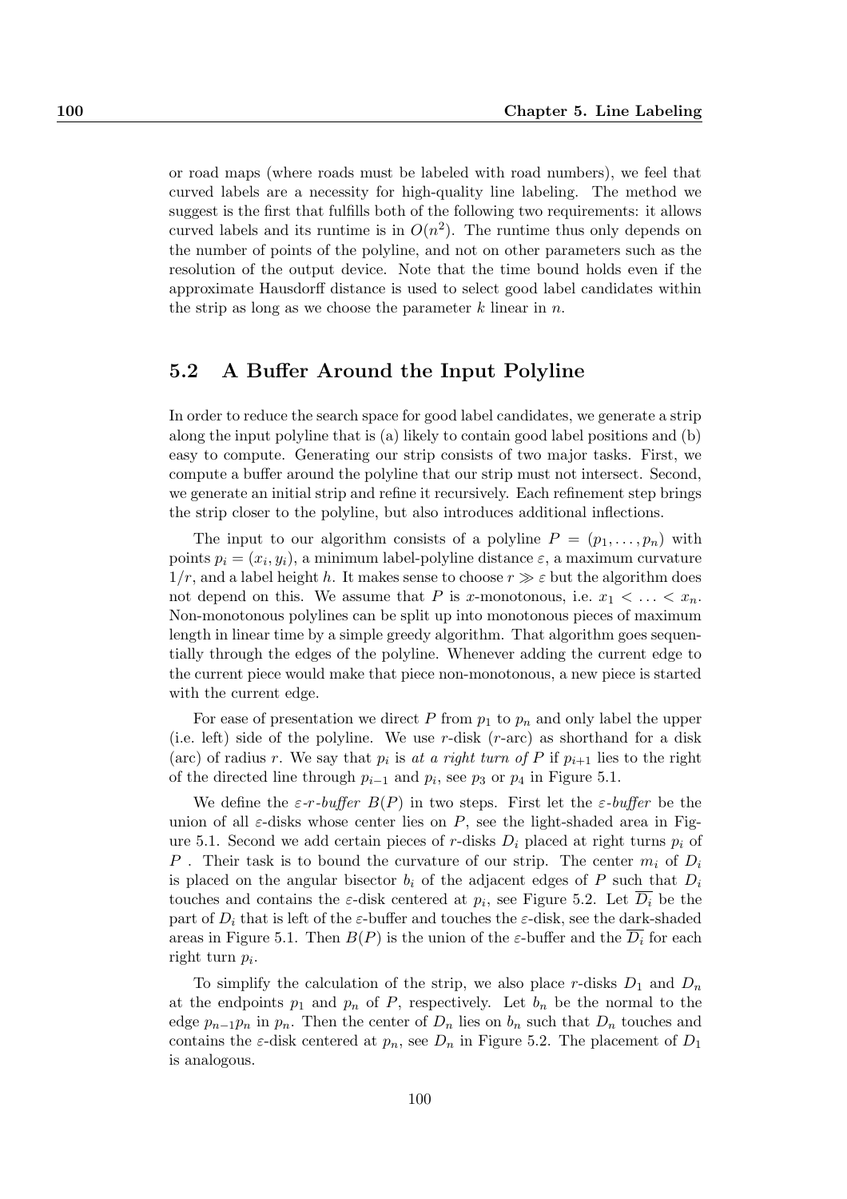or road maps (where roads must be labeled with road numbers), we feel that curved labels are a necessity for high-quality line labeling. The method we suggest is the first that fulfills both of the following two requirements: it allows curved labels and its runtime is in $O(n^2)$. The runtime thus only depends on the number of points of the polyline, and not on other parameters such as the resolution of the output device. Note that the time bound holds even if the approximate Hausdorff distance is used to select good label candidates within the strip as long as we choose the parameter $k$ linear in $n$.

## 5.2 A Buffer Around the Input Polyline

In order to reduce the search space for good label candidates, we generate a strip along the input polyline that is (a) likely to contain good label positions and (b) easy to compute. Generating our strip consists of two major tasks. First, we compute a buffer around the polyline that our strip must not intersect. Second, we generate an initial strip and refine it recursively. Each refinement step brings the strip closer to the polyline, but also introduces additional inflections.

The input to our algorithm consists of a polyline $P = (p_1, \ldots, p_n)$ with points $p_i = (x_i, y_i)$, a minimum label-polyline distance $\varepsilon$, a maximum curvature $1/r$, and a label height $h$. It makes sense to choose $r \gg \varepsilon$ but the algorithm does not depend on this. We assume that $P$ is $x$-monotonous, i.e. $x_1 < \ldots < x_n$. Non-monotonous polylines can be split up into monotonous pieces of maximum length in linear time by a simple greedy algorithm. That algorithm goes sequentially through the edges of the polyline. Whenever adding the current edge to the current piece would make that piece non-monotonous, a new piece is started with the current edge.

For ease of presentation we direct $P$ from $p_1$ to $p_n$ and only label the upper (i.e. left) side of the polyline. We use $r$-disk ($r$-arc) as shorthand for a disk (arc) of radius $r$. We say that $p_i$ is *at a right turn of $P$* if $p_{i+1}$ lies to the right of the directed line through $p_{i-1}$ and $p_i$, see $p_3$ or $p_4$ in Figure 5.1.

We define the *$\varepsilon$-$r$-buffer* $B(P)$ in two steps. First let the *$\varepsilon$-buffer* be the union of all $\varepsilon$-disks whose center lies on $P$, see the light-shaded area in Figure 5.1. Second we add certain pieces of $r$-disks $D_i$ placed at right turns $p_i$ of $P$ . Their task is to bound the curvature of our strip. The center $m_i$ of $D_i$ is placed on the angular bisector $b_i$ of the adjacent edges of $P$ such that $D_i$ touches and contains the $\varepsilon$-disk centered at $p_i$, see Figure 5.2. Let $\overline{D_i}$ be the part of $D_i$ that is left of the $\varepsilon$-buffer and touches the $\varepsilon$-disk, see the dark-shaded areas in Figure 5.1. Then $B(P)$ is the union of the $\varepsilon$-buffer and the $\overline{D_i}$ for each right turn $p_i$.

To simplify the calculation of the strip, we also place $r$-disks $D_1$ and $D_n$ at the endpoints $p_1$ and $p_n$ of $P$, respectively. Let $b_n$ be the normal to the edge $p_{n-1}p_n$ in $p_n$. Then the center of $D_n$ lies on $b_n$ such that $D_n$ touches and contains the $\varepsilon$-disk centered at $p_n$, see $D_n$ in Figure 5.2. The placement of $D_1$ is analogous.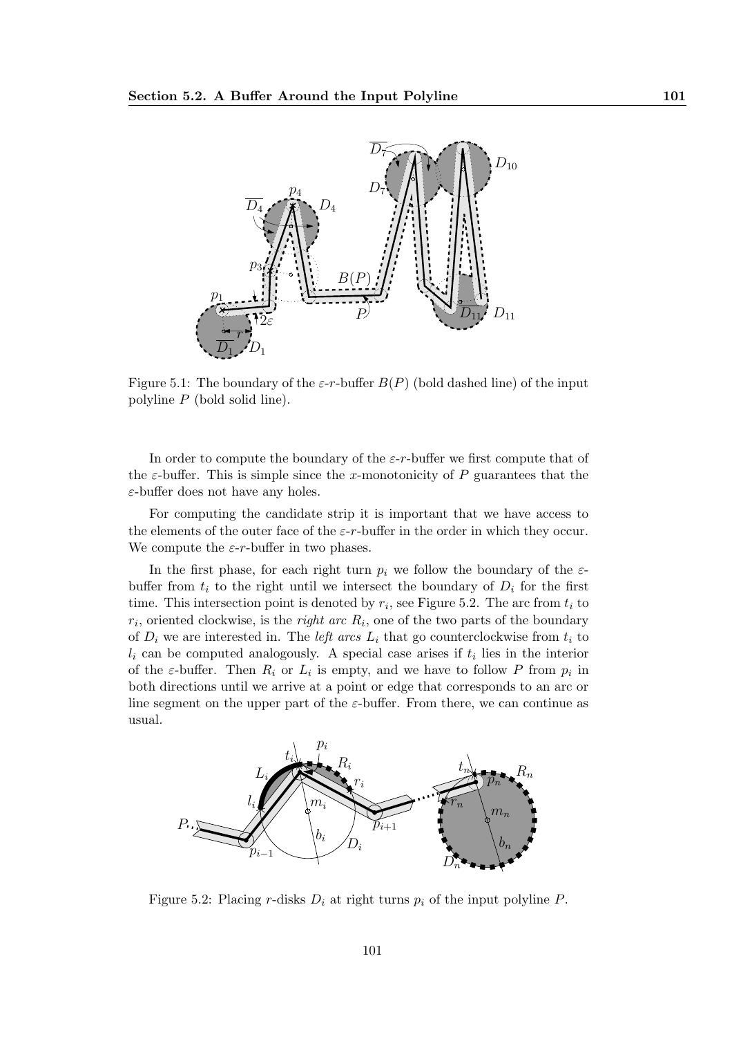Figure 5.1: The boundary of the $\varepsilon$-$r$-buffer $B(P)$ (bold dashed line) of the input polyline $P$ (bold solid line).

In order to compute the boundary of the $\varepsilon$-$r$-buffer we first compute that of the $\varepsilon$-buffer. This is simple since the $x$-monotonicity of $P$ guarantees that the $\varepsilon$-buffer does not have any holes.

For computing the candidate strip it is important that we have access to the elements of the outer face of the $\varepsilon$-$r$-buffer in the order in which they occur. We compute the $\varepsilon$-$r$-buffer in two phases.

In the first phase, for each right turn $p_i$ we follow the boundary of the $\varepsilon$-buffer from $t_i$ to the right until we intersect the boundary of $D_i$ for the first time. This intersection point is denoted by $r_i$, see Figure 5.2. The arc from $t_i$ to $r_i$, oriented clockwise, is the *right arc* $R_i$, one of the two parts of the boundary of $D_i$ we are interested in. The *left arcs* $L_i$ that go counterclockwise from $t_i$ to $l_i$ can be computed analogously. A special case arises if $t_i$ lies in the interior of the $\varepsilon$-buffer. Then $R_i$ or $L_i$ is empty, and we have to follow $P$ from $p_i$ in both directions until we arrive at a point or edge that corresponds to an arc or line segment on the upper part of the $\varepsilon$-buffer. From there, we can continue as usual.

Figure 5.2: Placing $r$-disks $D_i$ at right turns $p_i$ of the input polyline $P$.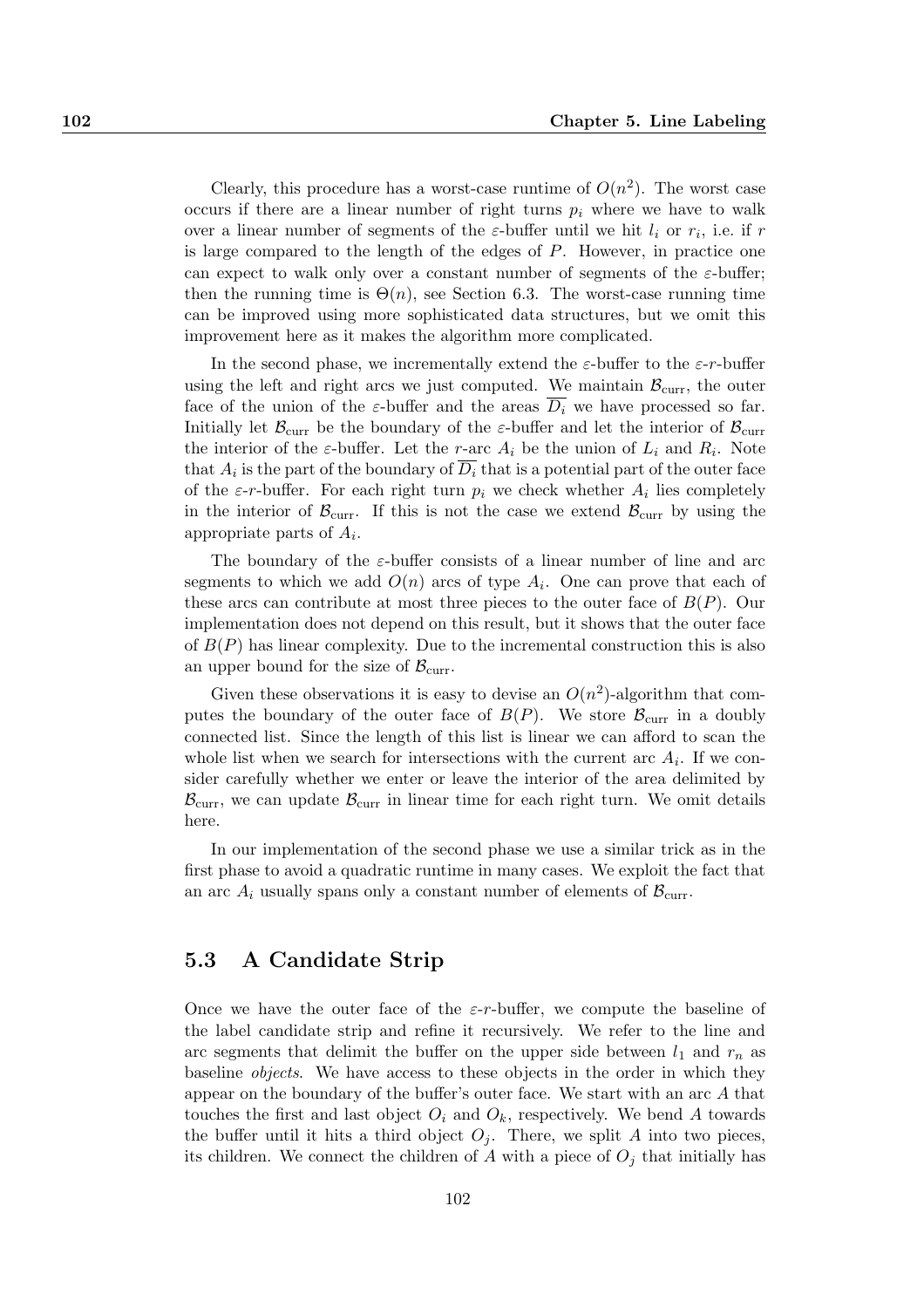Clearly, this procedure has a worst-case runtime of $O(n^2)$. The worst case occurs if there are a linear number of right turns $p_i$ where we have to walk over a linear number of segments of the $\varepsilon$-buffer until we hit $l_i$ or $r_i$, i.e. if $r$ is large compared to the length of the edges of $P$. However, in practice one can expect to walk only over a constant number of segments of the $\varepsilon$-buffer; then the running time is $\Theta(n)$, see Section 6.3. The worst-case running time can be improved using more sophisticated data structures, but we omit this improvement here as it makes the algorithm more complicated.

In the second phase, we incrementally extend the $\varepsilon$-buffer to the $\varepsilon$-$r$-buffer using the left and right arcs we just computed. We maintain $\mathcal{B}_{\text{curr}}$, the outer face of the union of the $\varepsilon$-buffer and the areas $\overline{D_i}$ we have processed so far. Initially let $\mathcal{B}_{\text{curr}}$ be the boundary of the $\varepsilon$-buffer and let the interior of $\mathcal{B}_{\text{curr}}$ the interior of the $\varepsilon$-buffer. Let the $r$-arc $A_i$ be the union of $L_i$ and $R_i$. Note that $A_i$ is the part of the boundary of $\overline{D_i}$ that is a potential part of the outer face of the $\varepsilon$-$r$-buffer. For each right turn $p_i$ we check whether $A_i$ lies completely in the interior of $\mathcal{B}_{\text{curr}}$. If this is not the case we extend $\mathcal{B}_{\text{curr}}$ by using the appropriate parts of $A_i$.

The boundary of the $\varepsilon$-buffer consists of a linear number of line and arc segments to which we add $O(n)$ arcs of type $A_i$. One can prove that each of these arcs can contribute at most three pieces to the outer face of $B(P)$. Our implementation does not depend on this result, but it shows that the outer face of $B(P)$ has linear complexity. Due to the incremental construction this is also an upper bound for the size of $\mathcal{B}_{\text{curr}}$.

Given these observations it is easy to devise an $O(n^2)$-algorithm that computes the boundary of the outer face of $B(P)$. We store $\mathcal{B}_{\text{curr}}$ in a doubly connected list. Since the length of this list is linear we can afford to scan the whole list when we search for intersections with the current arc $A_i$. If we consider carefully whether we enter or leave the interior of the area delimited by $\mathcal{B}_{\text{curr}}$, we can update $\mathcal{B}_{\text{curr}}$ in linear time for each right turn. We omit details here.

In our implementation of the second phase we use a similar trick as in the first phase to avoid a quadratic runtime in many cases. We exploit the fact that an arc $A_i$ usually spans only a constant number of elements of $\mathcal{B}_{\text{curr}}$.

## 5.3 A Candidate Strip

Once we have the outer face of the $\varepsilon$-$r$-buffer, we compute the baseline of the label candidate strip and refine it recursively. We refer to the line and arc segments that delimit the buffer on the upper side between $l_1$ and $r_n$ as baseline *objects*. We have access to these objects in the order in which they appear on the boundary of the buffer's outer face. We start with an arc $A$ that touches the first and last object $O_i$ and $O_k$, respectively. We bend $A$ towards the buffer until it hits a third object $O_j$. There, we split $A$ into two pieces, its children. We connect the children of $A$ with a piece of $O_j$ that initially has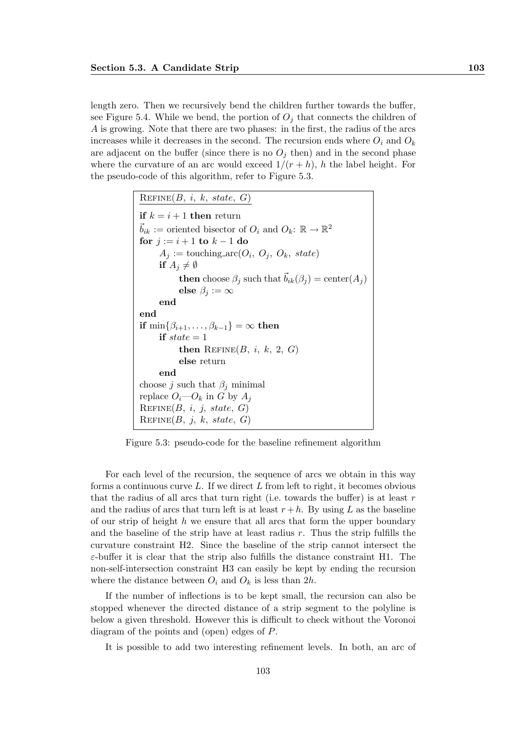length zero. Then we recursively bend the children further towards the buffer, see Figure 5.4. While we bend, the portion of $O_j$ that connects the children of $A$ is growing. Note that there are two phases: in the first, the radius of the arcs increases while it decreases in the second. The recursion ends where $O_i$ and $O_k$ are adjacent on the buffer (since there is no $O_j$ then) and in the second phase where the curvature of an arc would exceed $1/(r+h)$, $h$ the label height. For the pseudo-code of this algorithm, refer to Figure 5.3.

```
REFINE(B, i, k, state, G)

if k = i + 1 then return
b_ik := oriented bisector of O_i and O_k: R → R^2
for j := i + 1 to k − 1 do
    A_j := touching_arc(O_i, O_j, O_k, state)
    if A_j ≠ ∅
        then choose β_j such that b_ik(β_j) = center(A_j)
        else β_j := ∞
    end
end
if min{β_{i+1}, ..., β_{k−1}} = ∞ then
    if state = 1
        then REFINE(B, i, k, 2, G)
        else return
    end
choose j such that β_j minimal
replace O_i—O_k in G by A_j
REFINE(B, i, j, state, G)
REFINE(B, j, k, state, G)
```

Figure 5.3: pseudo-code for the baseline refinement algorithm

For each level of the recursion, the sequence of arcs we obtain in this way forms a continuous curve $L$. If we direct $L$ from left to right, it becomes obvious that the radius of all arcs that turn right (i.e. towards the buffer) is at least $r$ and the radius of arcs that turn left is at least $r+h$. By using $L$ as the baseline of our strip of height $h$ we ensure that all arcs that form the upper boundary and the baseline of the strip have at least radius $r$. Thus the strip fulfills the curvature constraint H2. Since the baseline of the strip cannot intersect the $\varepsilon$-buffer it is clear that the strip also fulfills the distance constraint H1. The non-self-intersection constraint H3 can easily be kept by ending the recursion where the distance between $O_i$ and $O_k$ is less than $2h$.

If the number of inflections is to be kept small, the recursion can also be stopped whenever the directed distance of a strip segment to the polyline is below a given threshold. However this is difficult to check without the Voronoi diagram of the points and (open) edges of $P$.

It is possible to add two interesting refinement levels. In both, an arc of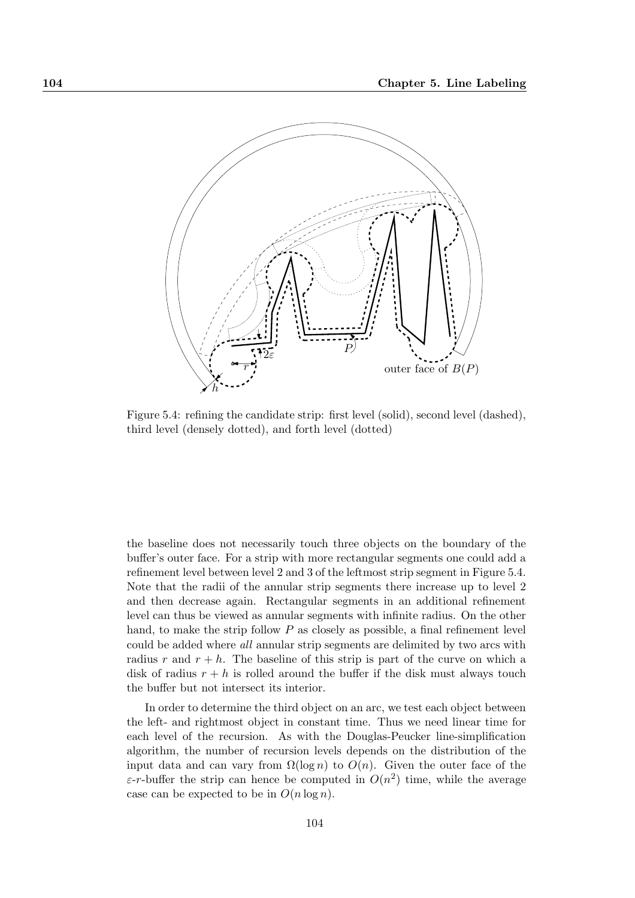Figure 5.4: refining the candidate strip: first level (solid), second level (dashed), third level (densely dotted), and forth level (dotted)

the baseline does not necessarily touch three objects on the boundary of the buffer's outer face. For a strip with more rectangular segments one could add a refinement level between level 2 and 3 of the leftmost strip segment in Figure 5.4. Note that the radii of the annular strip segments there increase up to level 2 and then decrease again. Rectangular segments in an additional refinement level can thus be viewed as annular segments with infinite radius. On the other hand, to make the strip follow $P$ as closely as possible, a final refinement level could be added where *all* annular strip segments are delimited by two arcs with radius $r$ and $r + h$. The baseline of this strip is part of the curve on which a disk of radius $r + h$ is rolled around the buffer if the disk must always touch the buffer but not intersect its interior.

In order to determine the third object on an arc, we test each object between the left- and rightmost object in constant time. Thus we need linear time for each level of the recursion. As with the Douglas-Peucker line-simplification algorithm, the number of recursion levels depends on the distribution of the input data and can vary from $\Omega(\log n)$ to $O(n)$. Given the outer face of the $\varepsilon$-$r$-buffer the strip can hence be computed in $O(n^2)$ time, while the average case can be expected to be in $O(n \log n)$.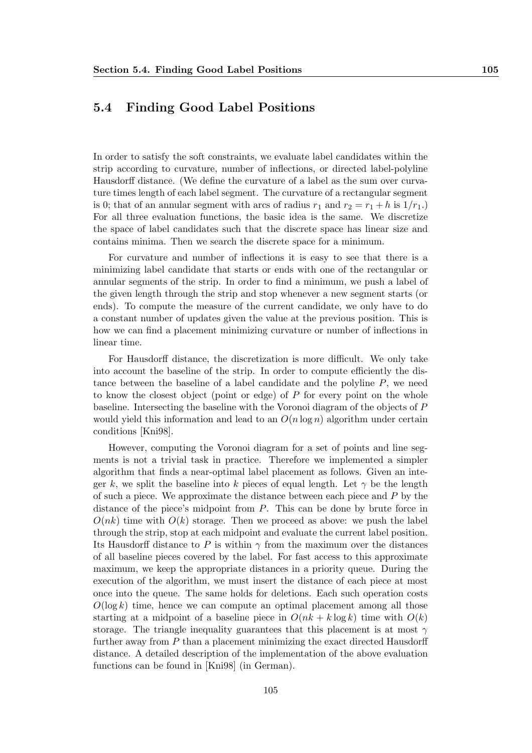## 5.4 Finding Good Label Positions

In order to satisfy the soft constraints, we evaluate label candidates within the strip according to curvature, number of inflections, or directed label-polyline Hausdorff distance. (We define the curvature of a label as the sum over curvature times length of each label segment. The curvature of a rectangular segment is 0; that of an annular segment with arcs of radius $r_1$ and $r_2 = r_1 + h$ is $1/r_1$.) For all three evaluation functions, the basic idea is the same. We discretize the space of label candidates such that the discrete space has linear size and contains minima. Then we search the discrete space for a minimum.

For curvature and number of inflections it is easy to see that there is a minimizing label candidate that starts or ends with one of the rectangular or annular segments of the strip. In order to find a minimum, we push a label of the given length through the strip and stop whenever a new segment starts (or ends). To compute the measure of the current candidate, we only have to do a constant number of updates given the value at the previous position. This is how we can find a placement minimizing curvature or number of inflections in linear time.

For Hausdorff distance, the discretization is more difficult. We only take into account the baseline of the strip. In order to compute efficiently the distance between the baseline of a label candidate and the polyline $P$, we need to know the closest object (point or edge) of $P$ for every point on the whole baseline. Intersecting the baseline with the Voronoi diagram of the objects of $P$ would yield this information and lead to an $O(n \log n)$ algorithm under certain conditions [Kni98].

However, computing the Voronoi diagram for a set of points and line segments is not a trivial task in practice. Therefore we implemented a simpler algorithm that finds a near-optimal label placement as follows. Given an integer $k$, we split the baseline into $k$ pieces of equal length. Let $\gamma$ be the length of such a piece. We approximate the distance between each piece and $P$ by the distance of the piece's midpoint from $P$. This can be done by brute force in $O(nk)$ time with $O(k)$ storage. Then we proceed as above: we push the label through the strip, stop at each midpoint and evaluate the current label position. Its Hausdorff distance to $P$ is within $\gamma$ from the maximum over the distances of all baseline pieces covered by the label. For fast access to this approximate maximum, we keep the appropriate distances in a priority queue. During the execution of the algorithm, we must insert the distance of each piece at most once into the queue. The same holds for deletions. Each such operation costs $O(\log k)$ time, hence we can compute an optimal placement among all those starting at a midpoint of a baseline piece in $O(nk + k \log k)$ time with $O(k)$ storage. The triangle inequality guarantees that this placement is at most $\gamma$ further away from $P$ than a placement minimizing the exact directed Hausdorff distance. A detailed description of the implementation of the above evaluation functions can be found in [Kni98] (in German).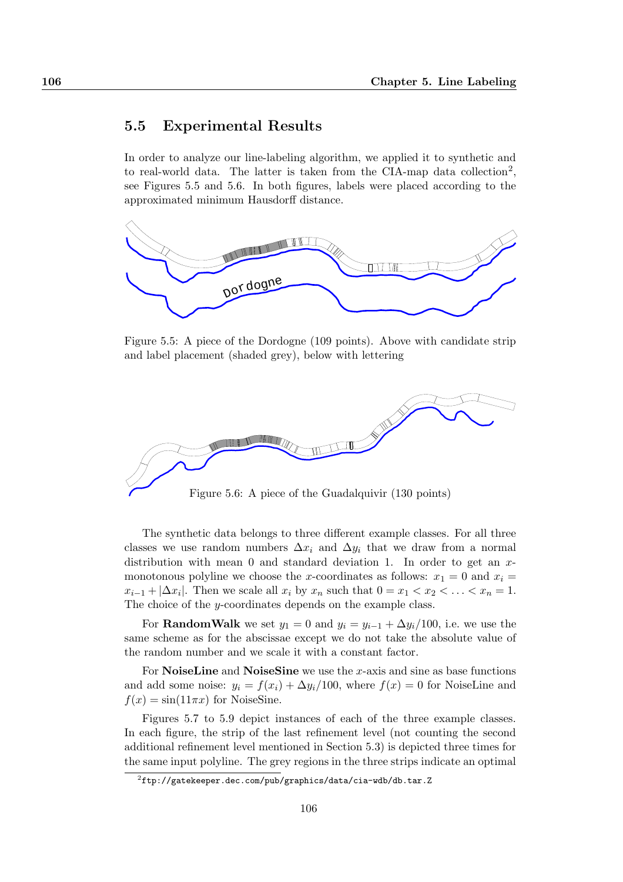## 5.5 Experimental Results

In order to analyze our line-labeling algorithm, we applied it to synthetic and to real-world data. The latter is taken from the CIA-map data collection[2], see Figures 5.5 and 5.6. In both figures, labels were placed according to the approximated minimum Hausdorff distance.

Figure 5.5: A piece of the Dordogne (109 points). Above with candidate strip and label placement (shaded grey), below with lettering

Figure 5.6: A piece of the Guadalquivir (130 points)

The synthetic data belongs to three different example classes. For all three classes we use random numbers $\Delta x_i$ and $\Delta y_i$ that we draw from a normal distribution with mean 0 and standard deviation 1. In order to get an $x$-monotonous polyline we choose the $x$-coordinates as follows: $x_1 = 0$ and $x_i = x_{i-1} + |\Delta x_i|$. Then we scale all $x_i$ by $x_n$ such that $0 = x_1 < x_2 < \ldots < x_n = 1$. The choice of the $y$-coordinates depends on the example class.

For **RandomWalk** we set $y_1 = 0$ and $y_i = y_{i-1} + \Delta y_i/100$, i.e. we use the same scheme as for the abscissae except we do not take the absolute value of the random number and we scale it with a constant factor.

For **NoiseLine** and **NoiseSine** we use the $x$-axis and sine as base functions and add some noise: $y_i = f(x_i) + \Delta y_i/100$, where $f(x) = 0$ for NoiseLine and $f(x) = \sin(11\pi x)$ for NoiseSine.

Figures 5.7 to 5.9 depict instances of each of the three example classes. In each figure, the strip of the last refinement level (not counting the second additional refinement level mentioned in Section 5.3) is depicted three times for the same input polyline. The grey regions in the three strips indicate an optimal

[2] `ftp://gatekeeper.dec.com/pub/graphics/data/cia-wdb/db.tar.Z`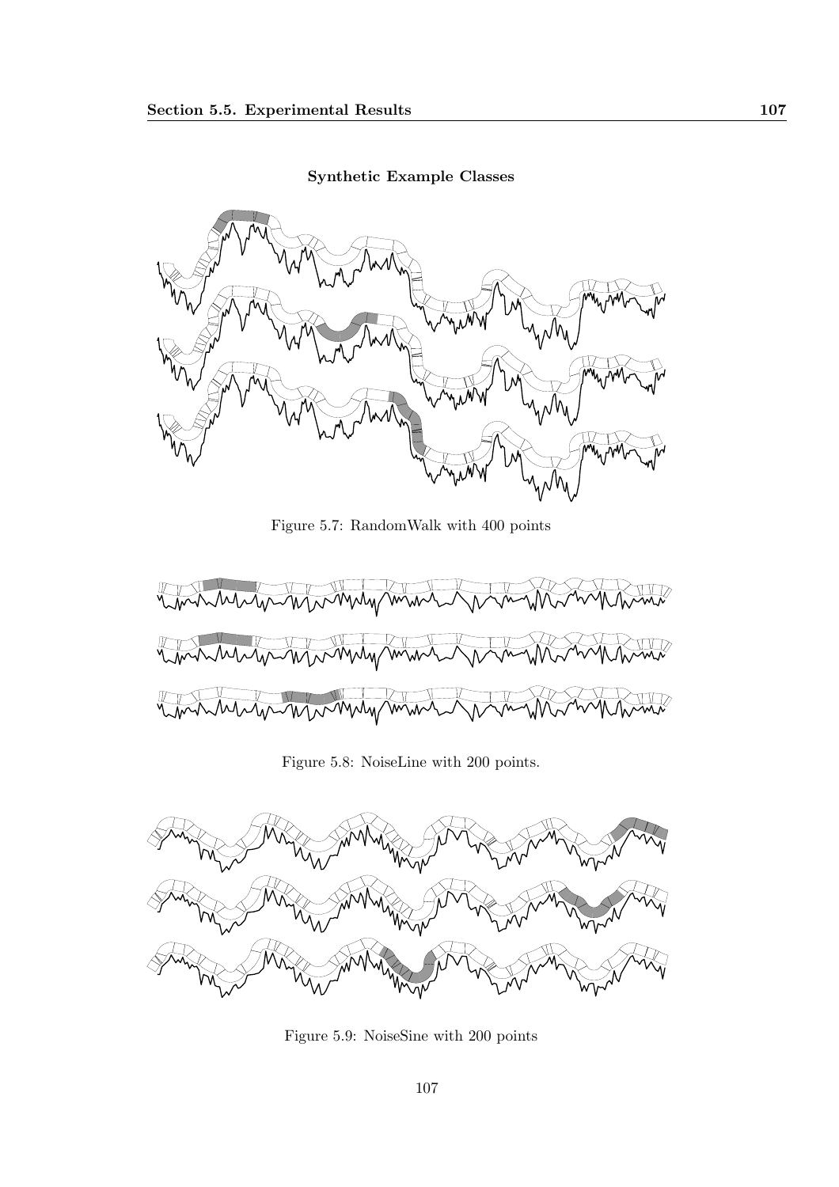**Synthetic Example Classes**

Figure 5.7: RandomWalk with 400 points

Figure 5.8: NoiseLine with 200 points.

Figure 5.9: NoiseSine with 200 points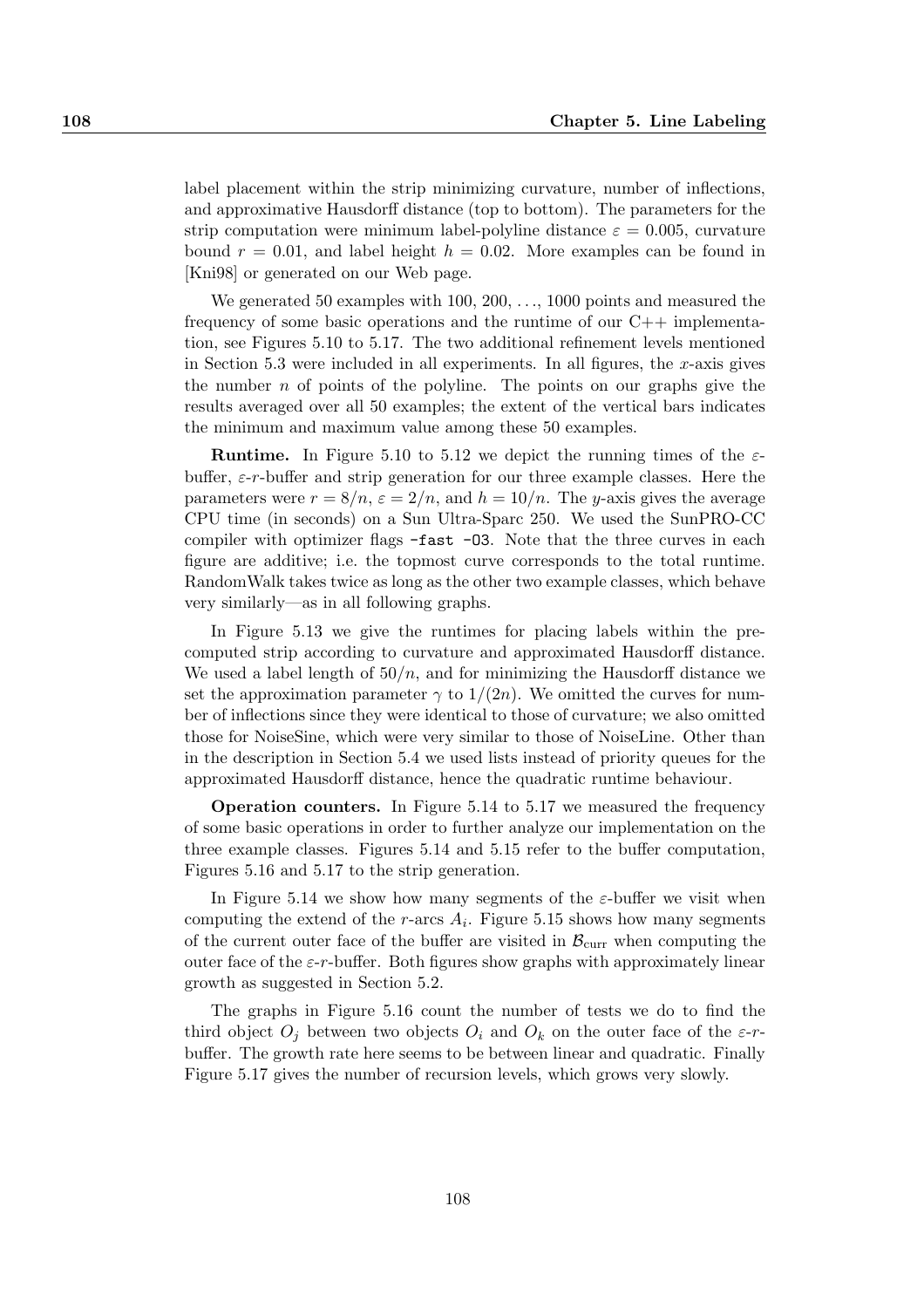label placement within the strip minimizing curvature, number of inflections, and approximative Hausdorff distance (top to bottom). The parameters for the strip computation were minimum label-polyline distance $\varepsilon = 0.005$, curvature bound $r = 0.01$, and label height $h = 0.02$. More examples can be found in [Kni98] or generated on our Web page.

We generated 50 examples with 100, 200, ..., 1000 points and measured the frequency of some basic operations and the runtime of our C++ implementation, see Figures 5.10 to 5.17. The two additional refinement levels mentioned in Section 5.3 were included in all experiments. In all figures, the $x$-axis gives the number $n$ of points of the polyline. The points on our graphs give the results averaged over all 50 examples; the extent of the vertical bars indicates the minimum and maximum value among these 50 examples.

**Runtime.** In Figure 5.10 to 5.12 we depict the running times of the $\varepsilon$-buffer, $\varepsilon$-$r$-buffer and strip generation for our three example classes. Here the parameters were $r = 8/n$, $\varepsilon = 2/n$, and $h = 10/n$. The $y$-axis gives the average CPU time (in seconds) on a Sun Ultra-Sparc 250. We used the SunPRO-CC compiler with optimizer flags `-fast -O3`. Note that the three curves in each figure are additive; i.e. the topmost curve corresponds to the total runtime. RandomWalk takes twice as long as the other two example classes, which behave very similarly—as in all following graphs.

In Figure 5.13 we give the runtimes for placing labels within the precomputed strip according to curvature and approximated Hausdorff distance. We used a label length of $50/n$, and for minimizing the Hausdorff distance we set the approximation parameter $\gamma$ to $1/(2n)$. We omitted the curves for number of inflections since they were identical to those of curvature; we also omitted those for NoiseSine, which were very similar to those of NoiseLine. Other than in the description in Section 5.4 we used lists instead of priority queues for the approximated Hausdorff distance, hence the quadratic runtime behaviour.

**Operation counters.** In Figure 5.14 to 5.17 we measured the frequency of some basic operations in order to further analyze our implementation on the three example classes. Figures 5.14 and 5.15 refer to the buffer computation, Figures 5.16 and 5.17 to the strip generation.

In Figure 5.14 we show how many segments of the $\varepsilon$-buffer we visit when computing the extend of the $r$-arcs $A_i$. Figure 5.15 shows how many segments of the current outer face of the buffer are visited in $\mathcal{B}_{\text{curr}}$ when computing the outer face of the $\varepsilon$-$r$-buffer. Both figures show graphs with approximately linear growth as suggested in Section 5.2.

The graphs in Figure 5.16 count the number of tests we do to find the third object $O_j$ between two objects $O_i$ and $O_k$ on the outer face of the $\varepsilon$-$r$-buffer. The growth rate here seems to be between linear and quadratic. Finally Figure 5.17 gives the number of recursion levels, which grows very slowly.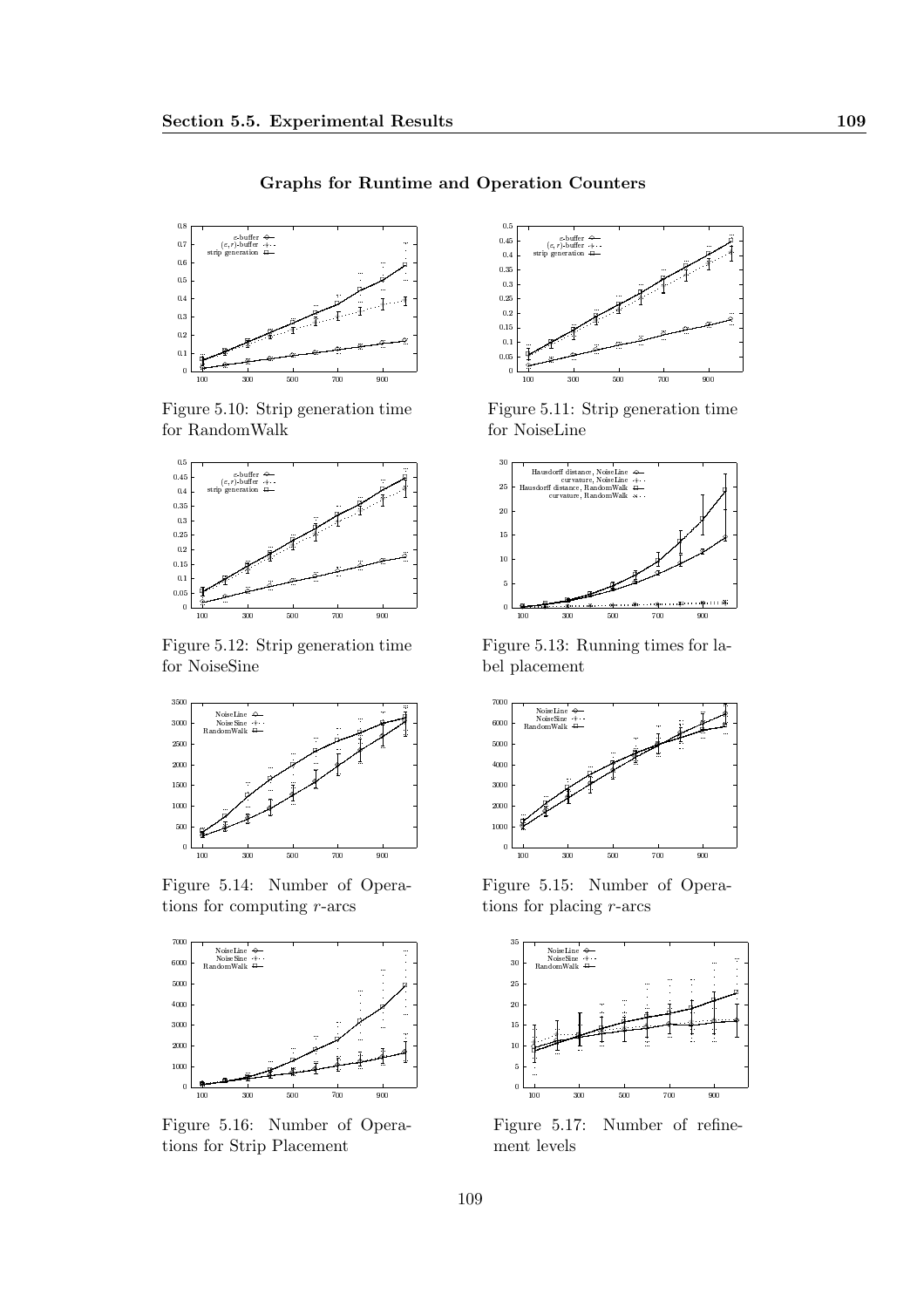**Graphs for Runtime and Operation Counters**

Figure 5.10: Strip generation time for RandomWalk

Figure 5.11: Strip generation time for NoiseLine

Figure 5.12: Strip generation time for NoiseSine

Figure 5.13: Running times for label placement

Figure 5.14: Number of Operations for computing $r$-arcs

Figure 5.15: Number of Operations for placing $r$-arcs

Figure 5.16: Number of Operations for Strip Placement

Figure 5.17: Number of refinement levels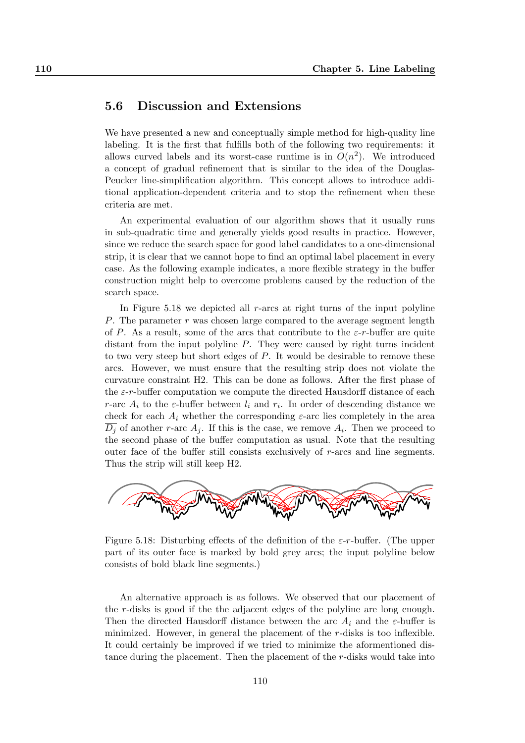## 5.6 Discussion and Extensions

We have presented a new and conceptually simple method for high-quality line labeling. It is the first that fulfills both of the following two requirements: it allows curved labels and its worst-case runtime is in $O(n^2)$. We introduced a concept of gradual refinement that is similar to the idea of the Douglas-Peucker line-simplification algorithm. This concept allows to introduce additional application-dependent criteria and to stop the refinement when these criteria are met.

An experimental evaluation of our algorithm shows that it usually runs in sub-quadratic time and generally yields good results in practice. However, since we reduce the search space for good label candidates to a one-dimensional strip, it is clear that we cannot hope to find an optimal label placement in every case. As the following example indicates, a more flexible strategy in the buffer construction might help to overcome problems caused by the reduction of the search space.

In Figure 5.18 we depicted all $r$-arcs at right turns of the input polyline $P$. The parameter $r$ was chosen large compared to the average segment length of $P$. As a result, some of the arcs that contribute to the $\varepsilon$-$r$-buffer are quite distant from the input polyline $P$. They were caused by right turns incident to two very steep but short edges of $P$. It would be desirable to remove these arcs. However, we must ensure that the resulting strip does not violate the curvature constraint H2. This can be done as follows. After the first phase of the $\varepsilon$-$r$-buffer computation we compute the directed Hausdorff distance of each $r$-arc $A_i$ to the $\varepsilon$-buffer between $l_i$ and $r_i$. In order of descending distance we check for each $A_i$ whether the corresponding $\varepsilon$-arc lies completely in the area $\overline{D_j}$ of another $r$-arc $A_j$. If this is the case, we remove $A_i$. Then we proceed to the second phase of the buffer computation as usual. Note that the resulting outer face of the buffer still consists exclusively of $r$-arcs and line segments. Thus the strip will still keep H2.

Figure 5.18: Disturbing effects of the definition of the $\varepsilon$-$r$-buffer. (The upper part of its outer face is marked by bold grey arcs; the input polyline below consists of bold black line segments.)

An alternative approach is as follows. We observed that our placement of the $r$-disks is good if the the adjacent edges of the polyline are long enough. Then the directed Hausdorff distance between the arc $A_i$ and the $\varepsilon$-buffer is minimized. However, in general the placement of the $r$-disks is too inflexible. It could certainly be improved if we tried to minimize the aformentioned distance during the placement. Then the placement of the $r$-disks would take into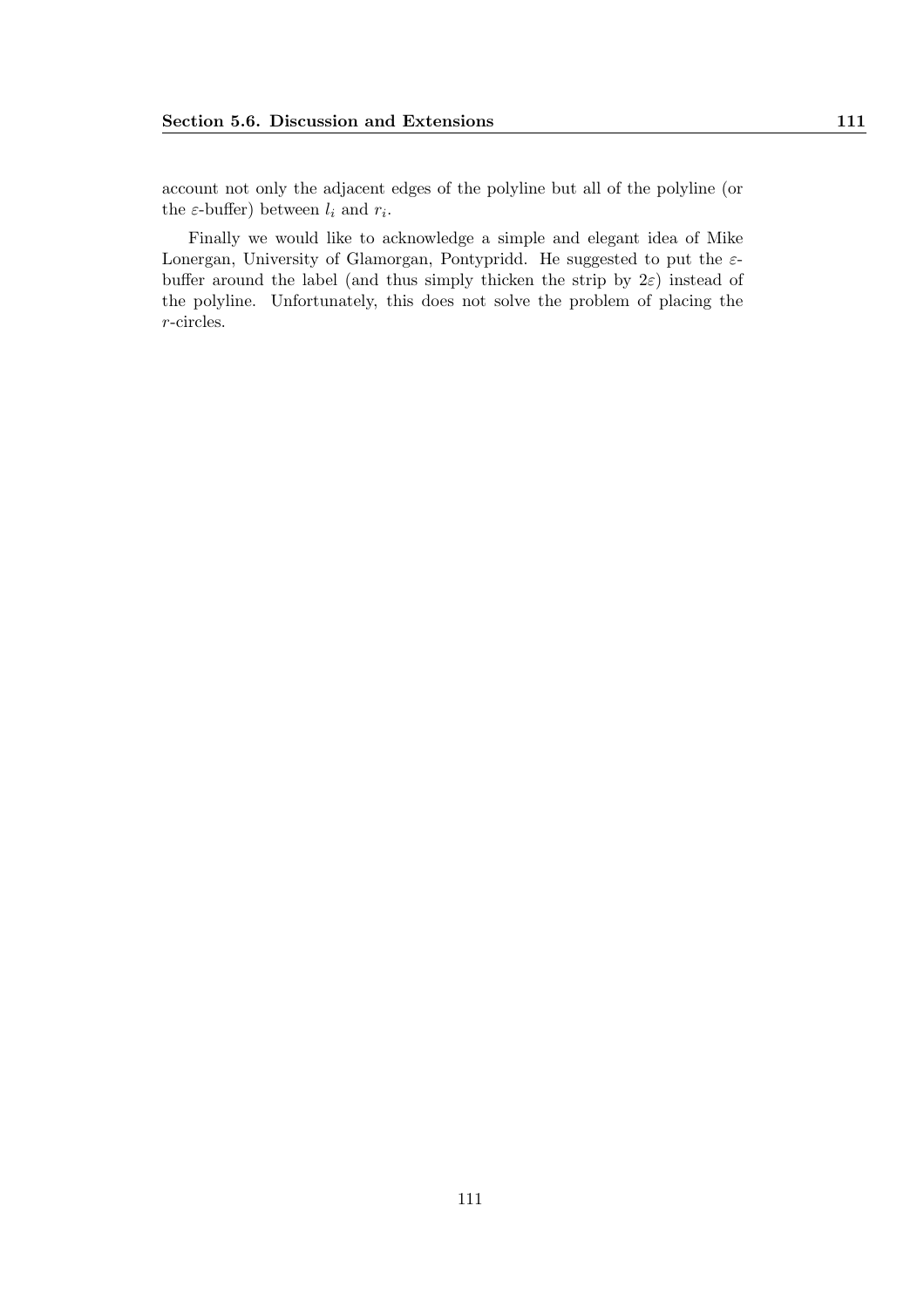account not only the adjacent edges of the polyline but all of the polyline (or the $\varepsilon$-buffer) between $l_i$ and $r_i$.

Finally we would like to acknowledge a simple and elegant idea of Mike Lonergan, University of Glamorgan, Pontypridd. He suggested to put the $\varepsilon$-buffer around the label (and thus simply thicken the strip by $2\varepsilon$) instead of the polyline. Unfortunately, this does not solve the problem of placing the $r$-circles.